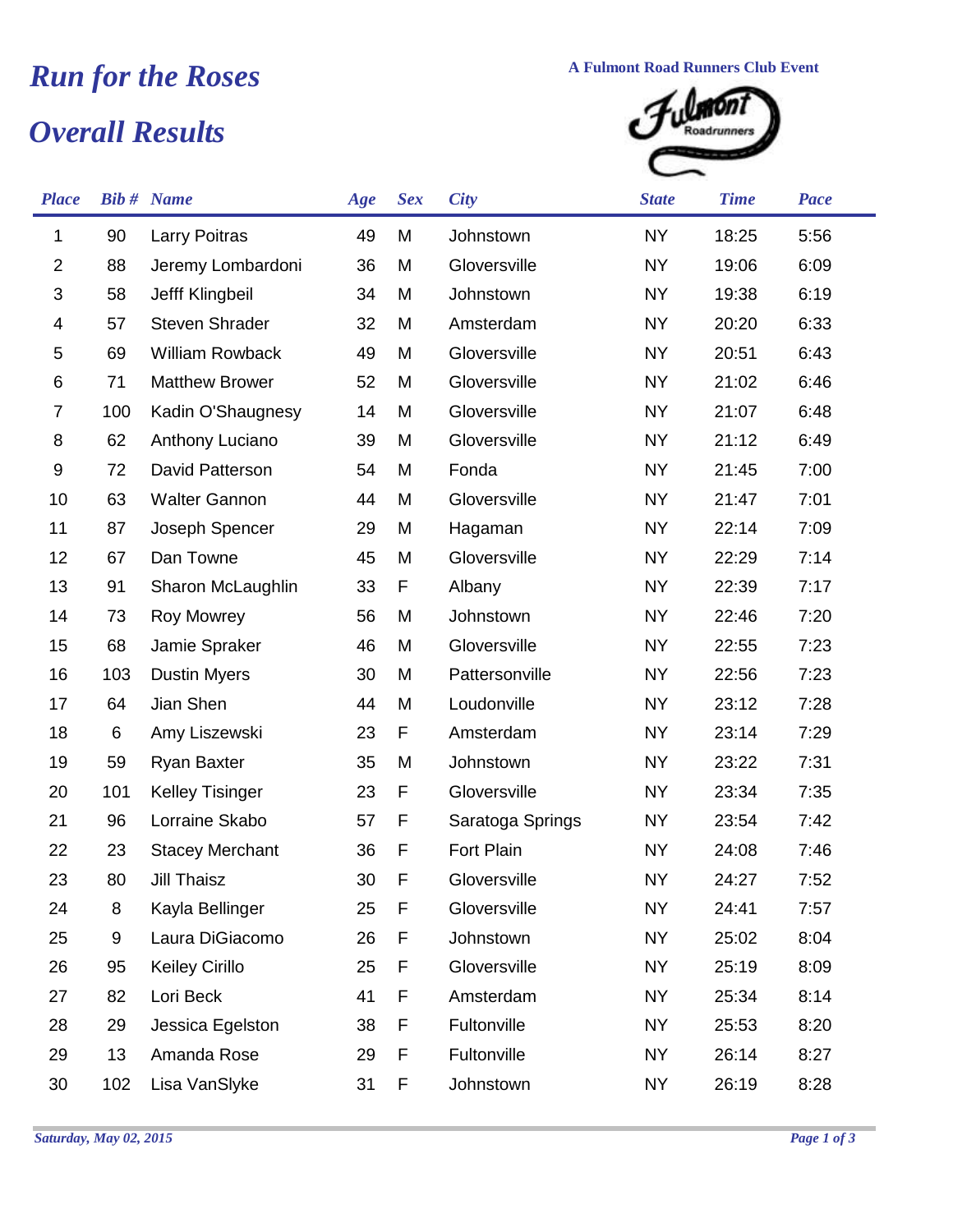# Run for the Roses

## Overall Results

A Fulmont Road Runners Club Event

| Place | Bib # | Name | Age | Sex | City | State | Time | Pace |
|---|---|---|---|---|---|---|---|---|
| 1 | 90 | Larry Poitras | 49 | M | Johnstown | NY | 18:25 | 5:56 |
| 2 | 88 | Jeremy Lombardoni | 36 | M | Gloversville | NY | 19:06 | 6:09 |
| 3 | 58 | Jefff Klingbeil | 34 | M | Johnstown | NY | 19:38 | 6:19 |
| 4 | 57 | Steven Shrader | 32 | M | Amsterdam | NY | 20:20 | 6:33 |
| 5 | 69 | William Rowback | 49 | M | Gloversville | NY | 20:51 | 6:43 |
| 6 | 71 | Matthew Brower | 52 | M | Gloversville | NY | 21:02 | 6:46 |
| 7 | 100 | Kadin O'Shaugnesy | 14 | M | Gloversville | NY | 21:07 | 6:48 |
| 8 | 62 | Anthony Luciano | 39 | M | Gloversville | NY | 21:12 | 6:49 |
| 9 | 72 | David Patterson | 54 | M | Fonda | NY | 21:45 | 7:00 |
| 10 | 63 | Walter Gannon | 44 | M | Gloversville | NY | 21:47 | 7:01 |
| 11 | 87 | Joseph Spencer | 29 | M | Hagaman | NY | 22:14 | 7:09 |
| 12 | 67 | Dan Towne | 45 | M | Gloversville | NY | 22:29 | 7:14 |
| 13 | 91 | Sharon McLaughlin | 33 | F | Albany | NY | 22:39 | 7:17 |
| 14 | 73 | Roy Mowrey | 56 | M | Johnstown | NY | 22:46 | 7:20 |
| 15 | 68 | Jamie Spraker | 46 | M | Gloversville | NY | 22:55 | 7:23 |
| 16 | 103 | Dustin Myers | 30 | M | Pattersonville | NY | 22:56 | 7:23 |
| 17 | 64 | Jian Shen | 44 | M | Loudonville | NY | 23:12 | 7:28 |
| 18 | 6 | Amy Liszewski | 23 | F | Amsterdam | NY | 23:14 | 7:29 |
| 19 | 59 | Ryan Baxter | 35 | M | Johnstown | NY | 23:22 | 7:31 |
| 20 | 101 | Kelley Tisinger | 23 | F | Gloversville | NY | 23:34 | 7:35 |
| 21 | 96 | Lorraine Skabo | 57 | F | Saratoga Springs | NY | 23:54 | 7:42 |
| 22 | 23 | Stacey Merchant | 36 | F | Fort Plain | NY | 24:08 | 7:46 |
| 23 | 80 | Jill Thaisz | 30 | F | Gloversville | NY | 24:27 | 7:52 |
| 24 | 8 | Kayla Bellinger | 25 | F | Gloversville | NY | 24:41 | 7:57 |
| 25 | 9 | Laura DiGiacomo | 26 | F | Johnstown | NY | 25:02 | 8:04 |
| 26 | 95 | Keiley Cirillo | 25 | F | Gloversville | NY | 25:19 | 8:09 |
| 27 | 82 | Lori Beck | 41 | F | Amsterdam | NY | 25:34 | 8:14 |
| 28 | 29 | Jessica Egelston | 38 | F | Fultonville | NY | 25:53 | 8:20 |
| 29 | 13 | Amanda Rose | 29 | F | Fultonville | NY | 26:14 | 8:27 |
| 30 | 102 | Lisa VanSlyke | 31 | F | Johnstown | NY | 26:19 | 8:28 |

*Saturday, May 02, 2015*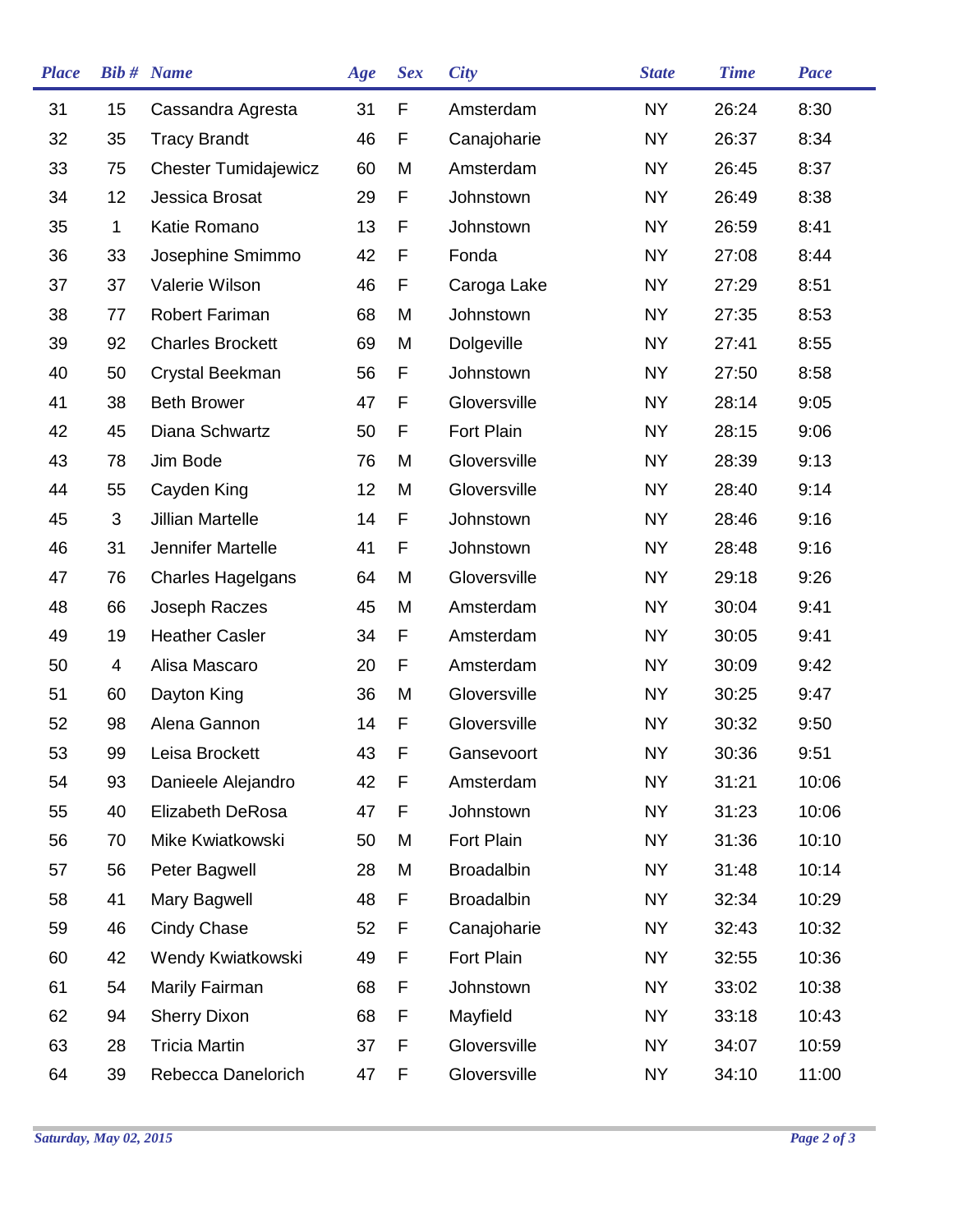| Place | Bib # | Name | Age | Sex | City | State | Time | Pace |
|---|---|---|---|---|---|---|---|---|
| 31 | 15 | Cassandra Agresta | 31 | F | Amsterdam | NY | 26:24 | 8:30 |
| 32 | 35 | Tracy Brandt | 46 | F | Canajoharie | NY | 26:37 | 8:34 |
| 33 | 75 | Chester Tumidajewicz | 60 | M | Amsterdam | NY | 26:45 | 8:37 |
| 34 | 12 | Jessica Brosat | 29 | F | Johnstown | NY | 26:49 | 8:38 |
| 35 | 1 | Katie Romano | 13 | F | Johnstown | NY | 26:59 | 8:41 |
| 36 | 33 | Josephine Smimmo | 42 | F | Fonda | NY | 27:08 | 8:44 |
| 37 | 37 | Valerie Wilson | 46 | F | Caroga Lake | NY | 27:29 | 8:51 |
| 38 | 77 | Robert Fariman | 68 | M | Johnstown | NY | 27:35 | 8:53 |
| 39 | 92 | Charles Brockett | 69 | M | Dolgeville | NY | 27:41 | 8:55 |
| 40 | 50 | Crystal Beekman | 56 | F | Johnstown | NY | 27:50 | 8:58 |
| 41 | 38 | Beth Brower | 47 | F | Gloversville | NY | 28:14 | 9:05 |
| 42 | 45 | Diana Schwartz | 50 | F | Fort Plain | NY | 28:15 | 9:06 |
| 43 | 78 | Jim Bode | 76 | M | Gloversville | NY | 28:39 | 9:13 |
| 44 | 55 | Cayden King | 12 | M | Gloversville | NY | 28:40 | 9:14 |
| 45 | 3 | Jillian Martelle | 14 | F | Johnstown | NY | 28:46 | 9:16 |
| 46 | 31 | Jennifer Martelle | 41 | F | Johnstown | NY | 28:48 | 9:16 |
| 47 | 76 | Charles Hagelgans | 64 | M | Gloversville | NY | 29:18 | 9:26 |
| 48 | 66 | Joseph Raczes | 45 | M | Amsterdam | NY | 30:04 | 9:41 |
| 49 | 19 | Heather Casler | 34 | F | Amsterdam | NY | 30:05 | 9:41 |
| 50 | 4 | Alisa Mascaro | 20 | F | Amsterdam | NY | 30:09 | 9:42 |
| 51 | 60 | Dayton King | 36 | M | Gloversville | NY | 30:25 | 9:47 |
| 52 | 98 | Alena Gannon | 14 | F | Gloversville | NY | 30:32 | 9:50 |
| 53 | 99 | Leisa Brockett | 43 | F | Gansevoort | NY | 30:36 | 9:51 |
| 54 | 93 | Danieele Alejandro | 42 | F | Amsterdam | NY | 31:21 | 10:06 |
| 55 | 40 | Elizabeth DeRosa | 47 | F | Johnstown | NY | 31:23 | 10:06 |
| 56 | 70 | Mike Kwiatkowski | 50 | M | Fort Plain | NY | 31:36 | 10:10 |
| 57 | 56 | Peter Bagwell | 28 | M | Broadalbin | NY | 31:48 | 10:14 |
| 58 | 41 | Mary Bagwell | 48 | F | Broadalbin | NY | 32:34 | 10:29 |
| 59 | 46 | Cindy Chase | 52 | F | Canajoharie | NY | 32:43 | 10:32 |
| 60 | 42 | Wendy Kwiatkowski | 49 | F | Fort Plain | NY | 32:55 | 10:36 |
| 61 | 54 | Marily Fairman | 68 | F | Johnstown | NY | 33:02 | 10:38 |
| 62 | 94 | Sherry Dixon | 68 | F | Mayfield | NY | 33:18 | 10:43 |
| 63 | 28 | Tricia Martin | 37 | F | Gloversville | NY | 34:07 | 10:59 |
| 64 | 39 | Rebecca Danelorich | 47 | F | Gloversville | NY | 34:10 | 11:00 |

*Saturday, May 02, 2015*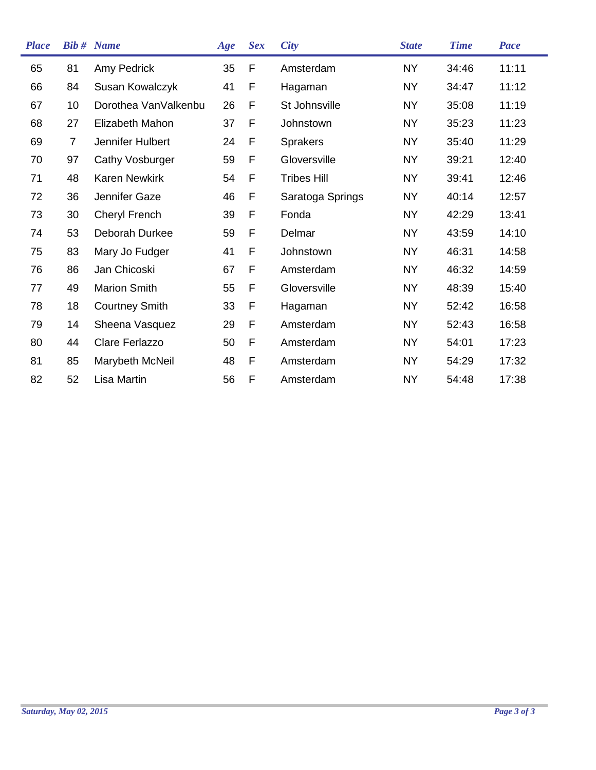| Place | Bib # | Name | Age | Sex | City | State | Time | Pace |
|---|---|---|---|---|---|---|---|---|
| 65 | 81 | Amy Pedrick | 35 | F | Amsterdam | NY | 34:46 | 11:11 |
| 66 | 84 | Susan Kowalczyk | 41 | F | Hagaman | NY | 34:47 | 11:12 |
| 67 | 10 | Dorothea VanValkenbu | 26 | F | St Johnsville | NY | 35:08 | 11:19 |
| 68 | 27 | Elizabeth Mahon | 37 | F | Johnstown | NY | 35:23 | 11:23 |
| 69 | 7 | Jennifer Hulbert | 24 | F | Sprakers | NY | 35:40 | 11:29 |
| 70 | 97 | Cathy Vosburger | 59 | F | Gloversville | NY | 39:21 | 12:40 |
| 71 | 48 | Karen Newkirk | 54 | F | Tribes Hill | NY | 39:41 | 12:46 |
| 72 | 36 | Jennifer Gaze | 46 | F | Saratoga Springs | NY | 40:14 | 12:57 |
| 73 | 30 | Cheryl French | 39 | F | Fonda | NY | 42:29 | 13:41 |
| 74 | 53 | Deborah Durkee | 59 | F | Delmar | NY | 43:59 | 14:10 |
| 75 | 83 | Mary Jo Fudger | 41 | F | Johnstown | NY | 46:31 | 14:58 |
| 76 | 86 | Jan Chicoski | 67 | F | Amsterdam | NY | 46:32 | 14:59 |
| 77 | 49 | Marion Smith | 55 | F | Gloversville | NY | 48:39 | 15:40 |
| 78 | 18 | Courtney Smith | 33 | F | Hagaman | NY | 52:42 | 16:58 |
| 79 | 14 | Sheena Vasquez | 29 | F | Amsterdam | NY | 52:43 | 16:58 |
| 80 | 44 | Clare Ferlazzo | 50 | F | Amsterdam | NY | 54:01 | 17:23 |
| 81 | 85 | Marybeth McNeil | 48 | F | Amsterdam | NY | 54:29 | 17:32 |
| 82 | 52 | Lisa Martin | 56 | F | Amsterdam | NY | 54:48 | 17:38 |

*Saturday, May 02, 2015*